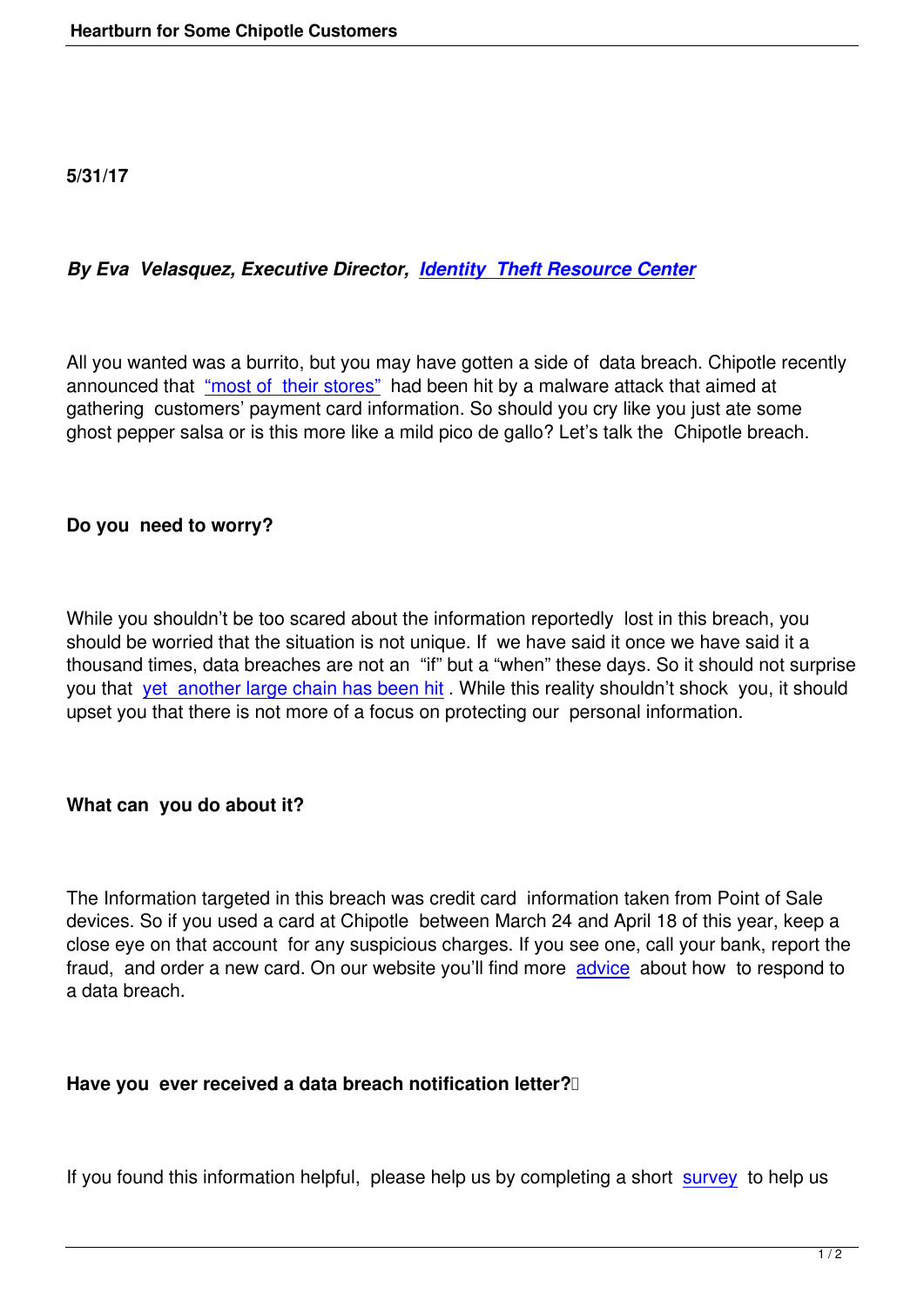5/31/17

***By Eva Velasquez, Executive Director, Identity Theft Resource Center***

All you wanted was a burrito, but you may have gotten a side of data breach. Chipotle recently announced that "most of their stores" had been hit by a malware attack that aimed at gathering customers' payment card information. So should you cry like you just ate some ghost pepper salsa or is this more like a mild pico de gallo? Let's talk the Chipotle breach.

**Do you need to worry?**

While you shouldn't be too scared about the information reportedly lost in this breach, you should be worried that the situation is not unique. If we have said it once we have said it a thousand times, data breaches are not an "if" but a "when" these days. So it should not surprise you that yet another large chain has been hit. While this reality shouldn't shock you, it should upset you that there is not more of a focus on protecting our personal information.

**What can you do about it?**

The Information targeted in this breach was credit card information taken from Point of Sale devices. So if you used a card at Chipotle between March 24 and April 18 of this year, keep a close eye on that account for any suspicious charges. If you see one, call your bank, report the fraud, and order a new card. On our website you'll find more advice about how to respond to a data breach.

**Have you ever received a data breach notification letter?**

If you found this information helpful, please help us by completing a short survey to help us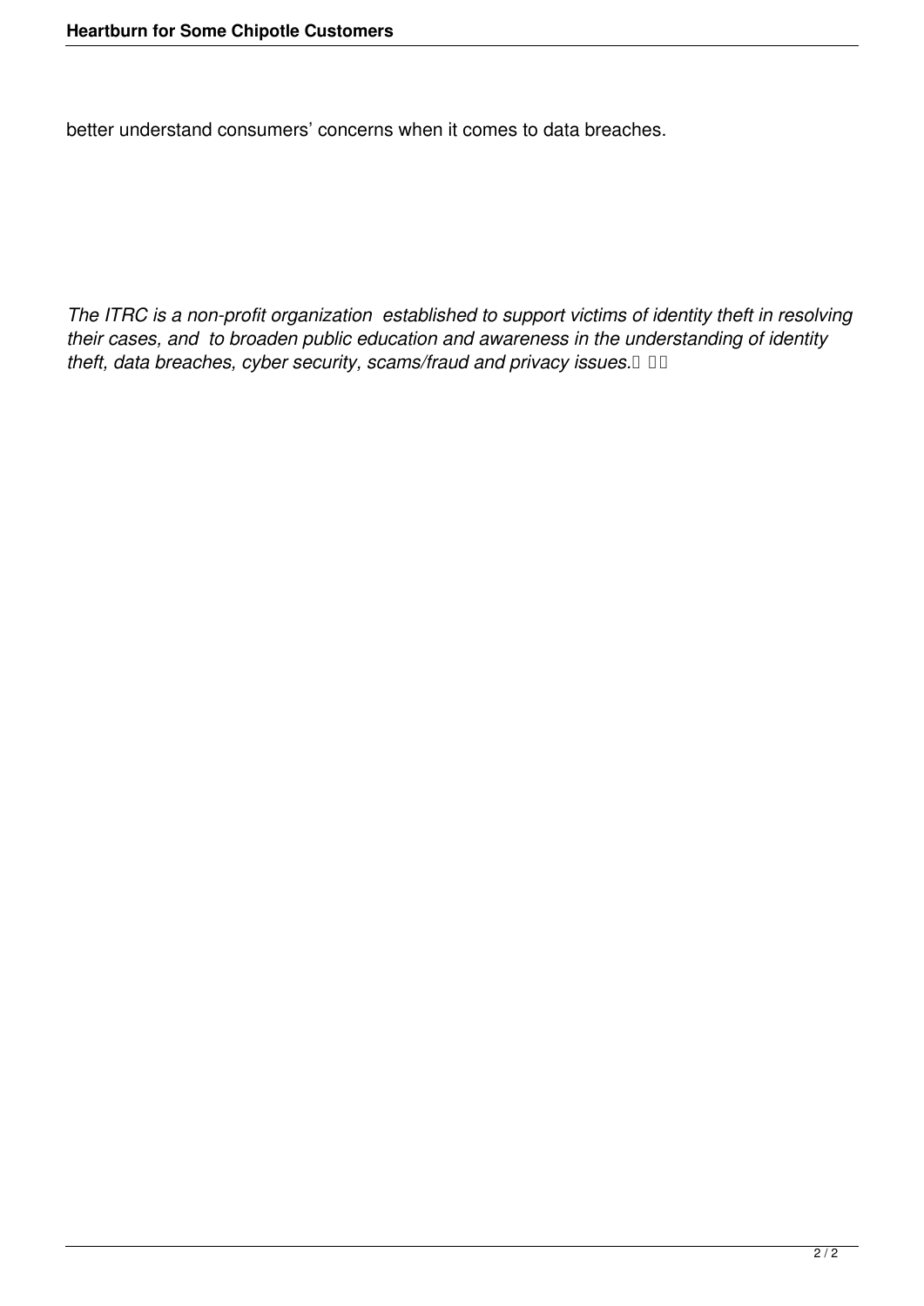better understand consumers' concerns when it comes to data breaches.

*The ITRC is a non-profit organization established to support victims of identity theft in resolving their cases, and to broaden public education and awareness in the understanding of identity theft, data breaches, cyber security, scams/fraud and privacy issues.*